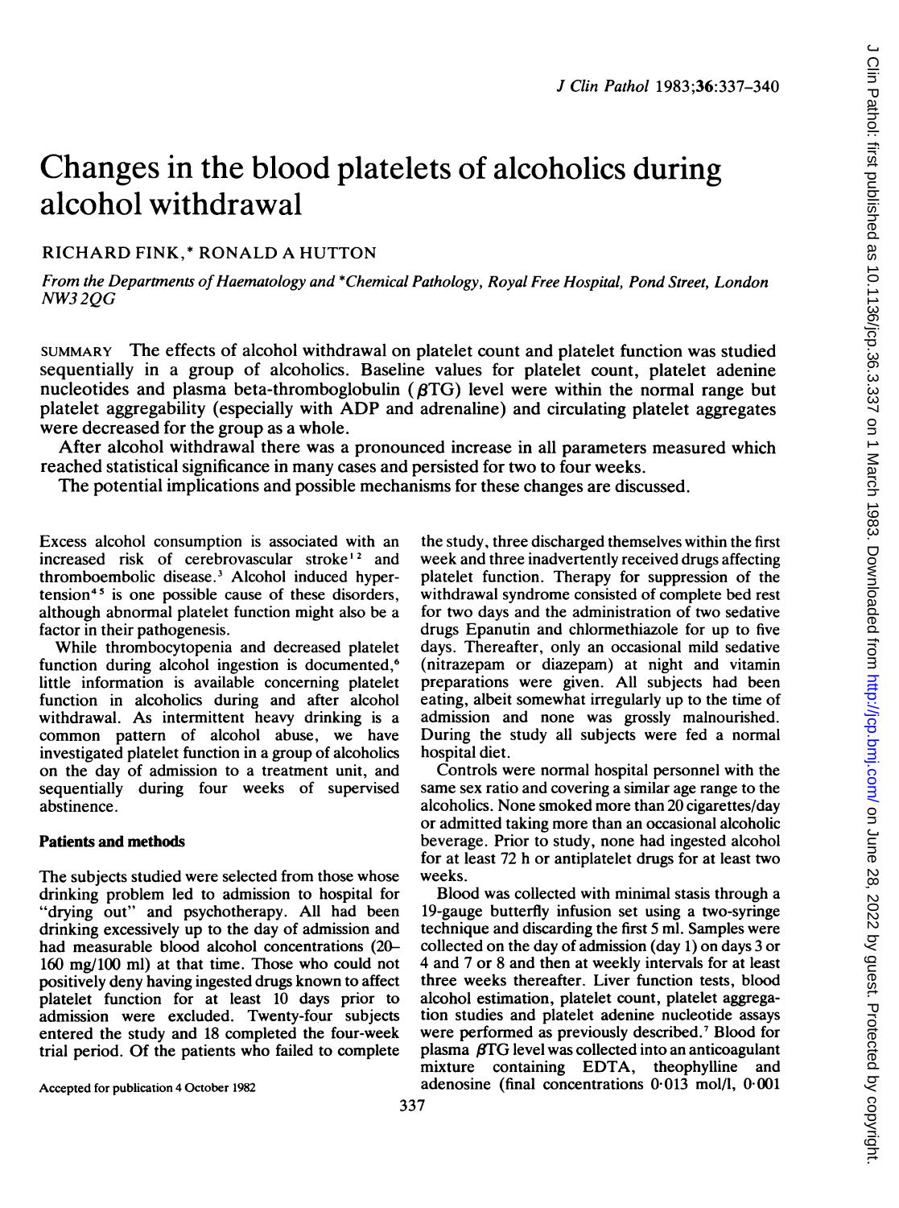# Changes in the blood platelets of alcoholics during alcohol withdrawal

RICHARD FINK,* RONALD A HUTTON

*From the Departments of Haematology and \*Chemical Pathology, Royal Free Hospital, Pond Street, London NW3 2QG*

SUMMARY The effects of alcohol withdrawal on platelet count and platelet function was studied sequentially in a group of alcoholics. Baseline values for platelet count, platelet adenine nucleotides and plasma beta-thromboglobulin ($\beta$TG) level were within the normal range but platelet aggregability (especially with ADP and adrenaline) and circulating platelet aggregates were decreased for the group as a whole.

After alcohol withdrawal there was a pronounced increase in all parameters measured which reached statistical significance in many cases and persisted for two to four weeks.

The potential implications and possible mechanisms for these changes are discussed.

Excess alcohol consumption is associated with an increased risk of cerebrovascular stroke[1,2] and thromboembolic disease.[3] Alcohol induced hypertension[4,5] is one possible cause of these disorders, although abnormal platelet function might also be a factor in their pathogenesis.

While thrombocytopenia and decreased platelet function during alcohol ingestion is documented,[6] little information is available concerning platelet function in alcoholics during and after alcohol withdrawal. As intermittent heavy drinking is a common pattern of alcohol abuse, we have investigated platelet function in a group of alcoholics on the day of admission to a treatment unit, and sequentially during four weeks of supervised abstinence.

## Patients and methods

The subjects studied were selected from those whose drinking problem led to admission to hospital for "drying out" and psychotherapy. All had been drinking excessively up to the day of admission and had measurable blood alcohol concentrations (20–160 mg/100 ml) at that time. Those who could not positively deny having ingested drugs known to affect platelet function for at least 10 days prior to admission were excluded. Twenty-four subjects entered the study and 18 completed the four-week trial period. Of the patients who failed to complete the study, three discharged themselves within the first week and three inadvertently received drugs affecting platelet function. Therapy for suppression of the withdrawal syndrome consisted of complete bed rest for two days and the administration of two sedative drugs Epanutin and chlormethiazole for up to five days. Thereafter, only an occasional mild sedative (nitrazepam or diazepam) at night and vitamin preparations were given. All subjects had been eating, albeit somewhat irregularly up to the time of admission and none was grossly malnourished. During the study all subjects were fed a normal hospital diet.

Controls were normal hospital personnel with the same sex ratio and covering a similar age range to the alcoholics. None smoked more than 20 cigarettes/day or admitted taking more than an occasional alcoholic beverage. Prior to study, none had ingested alcohol for at least 72 h or antiplatelet drugs for at least two weeks.

Blood was collected with minimal stasis through a 19-gauge butterfly infusion set using a two-syringe technique and discarding the first 5 ml. Samples were collected on the day of admission (day 1) on days 3 or 4 and 7 or 8 and then at weekly intervals for at least three weeks thereafter. Liver function tests, blood alcohol estimation, platelet count, platelet aggregation studies and platelet adenine nucleotide assays were performed as previously described.[7] Blood for plasma $\beta$TG level was collected into an anticoagulant mixture containing EDTA, theophylline and adenosine (final concentrations 0·013 mol/l, 0·001

Accepted for publication 4 October 1982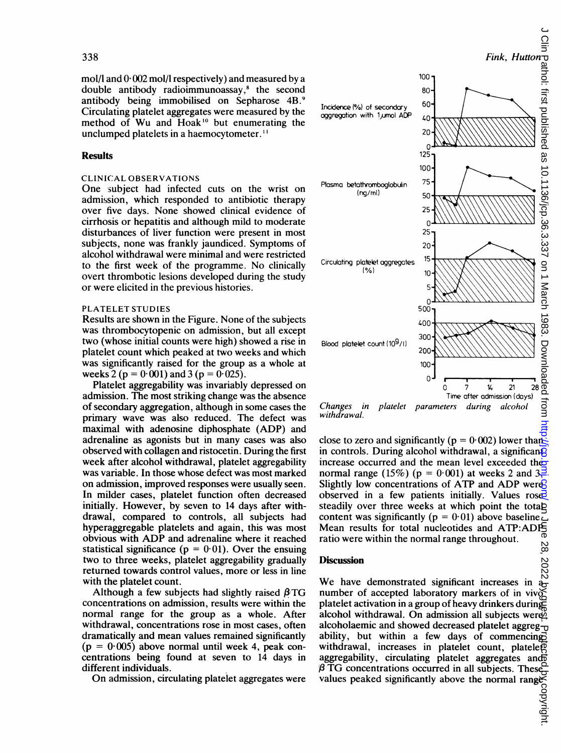mol/l and 0·002 mol/l respectively) and measured by a double antibody radioimmunoassay,[8] the second antibody being immobilised on Sepharose 4B.[9] Circulating platelet aggregates were measured by the method of Wu and Hoak[10] but enumerating the unclumped platelets in a haemocytometer.[11]

## Results

### CLINICAL OBSERVATIONS

One subject had infected cuts on the wrist on admission, which responded to antibiotic therapy over five days. None showed clinical evidence of cirrhosis or hepatitis and although mild to moderate disturbances of liver function were present in most subjects, none was frankly jaundiced. Symptoms of alcohol withdrawal were minimal and were restricted to the first week of the programme. No clinically overt thrombotic lesions developed during the study or were elicited in the previous histories.

### PLATELET STUDIES

Results are shown in the Figure. None of the subjects was thrombocytopenic on admission, but all except two (whose initial counts were high) showed a rise in platelet count which peaked at two weeks and which was significantly raised for the group as a whole at weeks 2 ($p = 0·001$) and 3 ($p = 0·025$).

Platelet aggregability was invariably depressed on admission. The most striking change was the absence of secondary aggregation, although in some cases the primary wave was also reduced. The defect was maximal with adenosine diphosphate (ADP) and adrenaline as agonists but in many cases was also observed with collagen and ristocetin. During the first week after alcohol withdrawal, platelet aggregability was variable. In those whose defect was most marked on admission, improved responses were usually seen. In milder cases, platelet function often decreased initially. However, by seven to 14 days after withdrawal, compared to controls, all subjects had hyperaggregable platelets and again, this was most obvious with ADP and adrenaline where it reached statistical significance ($p = 0·01$). Over the ensuing two to three weeks, platelet aggregability gradually returned towards control values, more or less in line with the platelet count.

Although a few subjects had slightly raised $\beta$TG concentrations on admission, results were within the normal range for the group as a whole. After withdrawal, concentrations rose in most cases, often dramatically and mean values remained significantly ($p = 0·005$) above normal until week 4, peak concentrations being found at seven to 14 days in different individuals.

On admission, circulating platelet aggregates were close to zero and significantly ($p = 0·002$) lower than in controls. During alcohol withdrawal, a significant increase occurred and the mean level exceeded the normal range (15%) ($p = 0·001$) at weeks 2 and 3. Slightly low concentrations of ATP and ADP were observed in a few patients initially. Values rose steadily over three weeks at which point the total content was significantly ($p = 0·01$) above baseline. Mean results for total nucleotides and ATP:ADP ratio were within the normal range throughout.

*Changes in platelet parameters during alcohol withdrawal.*

## Discussion

We have demonstrated significant increases in a number of accepted laboratory markers of in vivo platelet activation in a group of heavy drinkers during alcohol withdrawal. On admission all subjects were alcoholaemic and showed decreased platelet aggregability, but within a few days of commencing withdrawal, increases in platelet count, platelet aggregability, circulating platelet aggregates and $\beta$ TG concentrations occurred in all subjects. These values peaked significantly above the normal range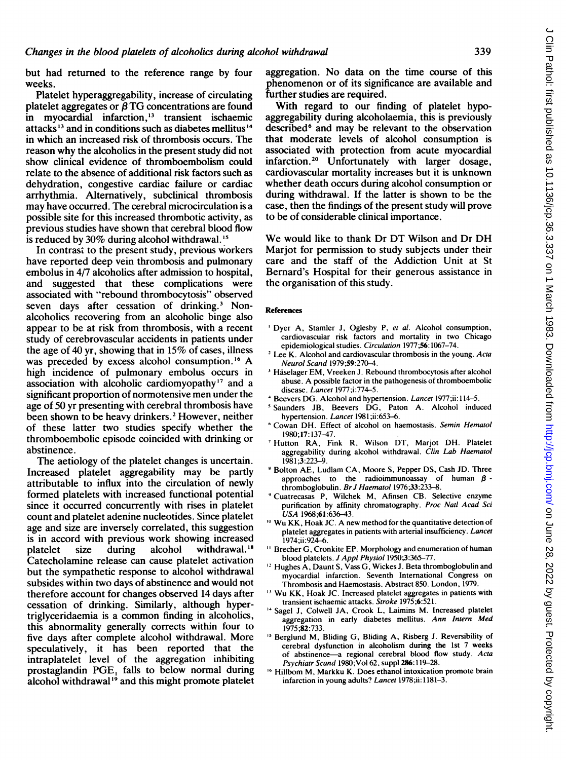but had returned to the reference range by four weeks.

Platelet hyperaggregability, increase of circulating platelet aggregates or $\beta$TG concentrations are found in myocardial infarction,[13] transient ischaemic attacks[13] and in conditions such as diabetes mellitus[14] in which an increased risk of thrombosis occurs. The reason why the alcoholics in the present study did not show clinical evidence of thromboembolism could relate to the absence of additional risk factors such as dehydration, congestive cardiac failure or cardiac arrhythmia. Alternatively, subclinical thrombosis may have occurred. The cerebral microcirculation is a possible site for this increased thrombotic activity, as previous studies have shown that cerebral blood flow is reduced by 30% during alcohol withdrawal.[15]

In contrast to the present study, previous workers have reported deep vein thrombosis and pulmonary embolus in 4/7 alcoholics after admission to hospital, and suggested that these complications were associated with "rebound thrombocytosis" observed seven days after cessation of drinking.[3] Non-alcoholics recovering from an alcoholic binge also appear to be at risk from thrombosis, with a recent study of cerebrovascular accidents in patients under the age of 40 yr, showing that in 15% of cases, illness was preceded by excess alcohol consumption.[16] A high incidence of pulmonary embolus occurs in association with alcoholic cardiomyopathy[17] and a significant proportion of normotensive men under the age of 50 yr presenting with cerebral thrombosis have been shown to be heavy drinkers.[2] However, neither of these latter two studies specify whether the thromboembolic episode coincided with drinking or abstinence.

The aetiology of the platelet changes is uncertain. Increased platelet aggregability may be partly attributable to influx into the circulation of newly formed platelets with increased functional potential since it occurred concurrently with rises in platelet count and platelet adenine nucleotides. Since platelet age and size are inversely correlated, this suggestion is in accord with previous work showing increased platelet size during alcohol withdrawal.[18] Catecholamine release can cause platelet activation but the sympathetic response to alcohol withdrawal subsides within two days of abstinence and would not therefore account for changes observed 14 days after cessation of drinking. Similarly, although hypertriglyceridaemia is a common finding in alcoholics, this abnormality generally corrects within four to five days after complete alcohol withdrawal. More speculatively, it has been reported that the intraplatelet level of the aggregation inhibiting prostaglandin $PGE_1$ falls to below normal during alcohol withdrawal[19] and this might promote platelet aggregation. No data on the time course of this phenomenon or of its significance are available and further studies are required.

With regard to our finding of platelet hypoaggregability during alcoholaemia, this is previously described[6] and may be relevant to the observation that moderate levels of alcohol consumption is associated with protection from acute myocardial infarction.[20] Unfortunately with larger dosage, cardiovascular mortality increases but it is unknown whether death occurs during alcohol consumption or during withdrawal. If the latter is shown to be the case, then the findings of the present study will prove to be of considerable clinical importance.

We would like to thank Dr DT Wilson and Dr DH Marjot for permission to study subjects under their care and the staff of the Addiction Unit at St Bernard's Hospital for their generous assistance in the organisation of this study.

## References

1. Dyer A, Stamler J, Oglesby P, *et al*. Alcohol consumption, cardiovascular risk factors and mortality in two Chicago epidemiological studies. *Circulation* 1977;**56**:1067–74.
2. Lee K. Alcohol and cardiovascular thrombosis in the young. *Acta Neurol Scand* 1979;**59**:270–4.
3. Häselager EM, Vreeken J. Rebound thrombocytosis after alcohol abuse. A possible factor in the pathogenesis of thromboembolic disease. *Lancet* 1977;i:774–5.
4. Beevers DG. Alcohol and hypertension. *Lancet* 1977;ii:114–5.
5. Saunders JB, Beevers DG, Paton A. Alcohol induced hypertension. *Lancet* 1981;ii:653–6.
6. Cowan DH. Effect of alcohol on haemostasis. *Semin Hematol* 1980;**17**:137–47.
7. Hutton RA, Fink R, Wilson DT, Marjot DH. Platelet aggregability during alcohol withdrawal. *Clin Lab Haematol* 1981;**3**:223–9.
8. Bolton AE, Ludlam CA, Moore S, Pepper DS, Cash JD. Three approaches to the radioimmunoassay of human $\beta$-thromboglobulin. *Br J Haematol* 1976;**33**:233–8.
9. Cuatrecasas P, Wilchek M, Afinsen CB. Selective enzyme purification by affinity chromatography. *Proc Natl Acad Sci USA* 1968;**61**:636–43.
10. Wu KK, Hoak JC. A new method for the quantitative detection of platelet aggregates in patients with arterial insufficiency. *Lancet* 1974;ii:924–6.
11. Brecher G, Cronkite EP. Morphology and enumeration of human blood platelets. *J Appl Physiol* 1950;**3**:365–77.
12. Hughes A, Daunt S, Vass G, Wickes J. Beta thromboglobulin and myocardial infarction. Seventh International Congress on Thrombosis and Haemostasis. Abstract 850. London, 1979.
13. Wu KK, Hoak JC. Increased platelet aggregates in patients with transient ischaemic attacks. *Stroke* 1975;**6**:521.
14. Sagel J, Colwell JA, Crook L, Laimins M. Increased platelet aggregation in early diabetes mellitus. *Ann Intern Med* 1975;**82**:733.
15. Berglund M, Bliding G, Bliding A, Risberg J. Reversibility of cerebral dysfunction in alcoholism during the 1st 7 weeks of abstinence—a regional cerebral blood flow study. *Acta Psychiatr Scand* 1980;Vol 62, suppl **286**:119–28.
16. Hillbom M, Markku K. Does ethanol intoxication promote brain infarction in young adults? *Lancet* 1978;ii:1181–3.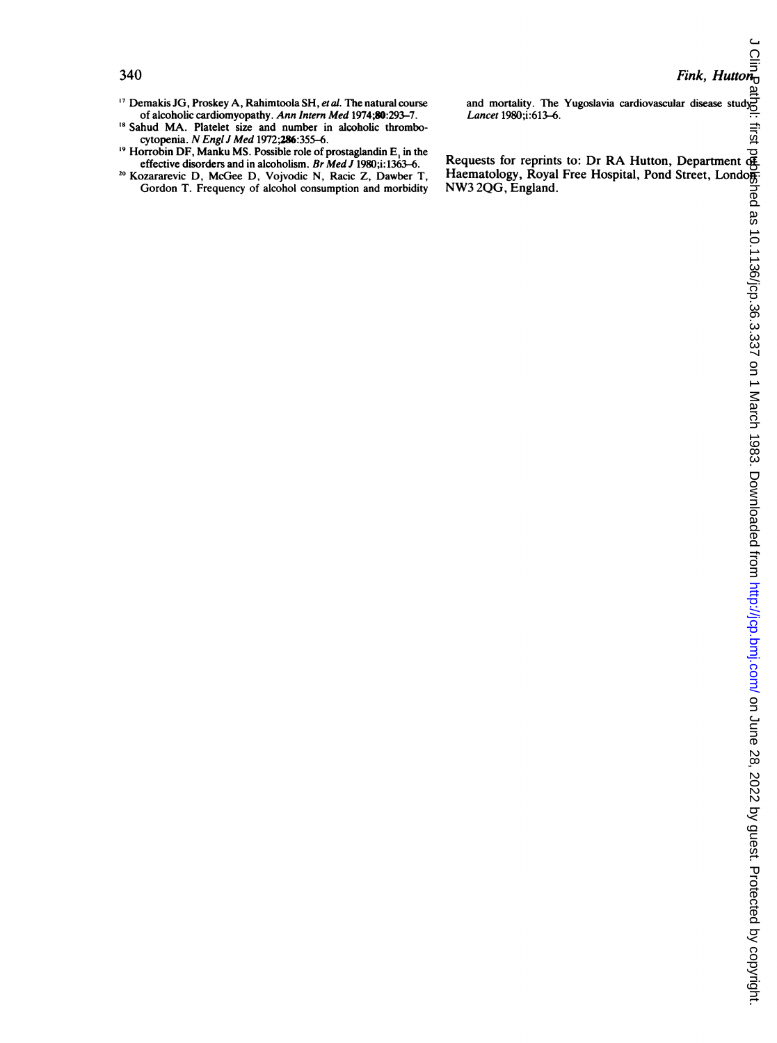17 Demakis JG, Proskey A, Rahimtoola SH, *et al*. The natural course of alcoholic cardiomyopathy. *Ann Intern Med* 1974;**80**:293–7.

18 Sahud MA. Platelet size and number in alcoholic thrombocytopenia. *N Engl J Med* 1972;**286**:355–6.

19 Horrobin DF, Manku MS. Possible role of prostaglandin $E_1$ in the effective disorders and in alcoholism. *Br Med J* 1980;i:1363–6.

20 Kozararevic D, McGee D, Vojvodic N, Racic Z, Dawber T, Gordon T. Frequency of alcohol consumption and morbidity and mortality. The Yugoslavia cardiovascular disease study. *Lancet* 1980;i:613–6.

Requests for reprints to: Dr RA Hutton, Department of Haematology, Royal Free Hospital, Pond Street, London NW3 2QG, England.